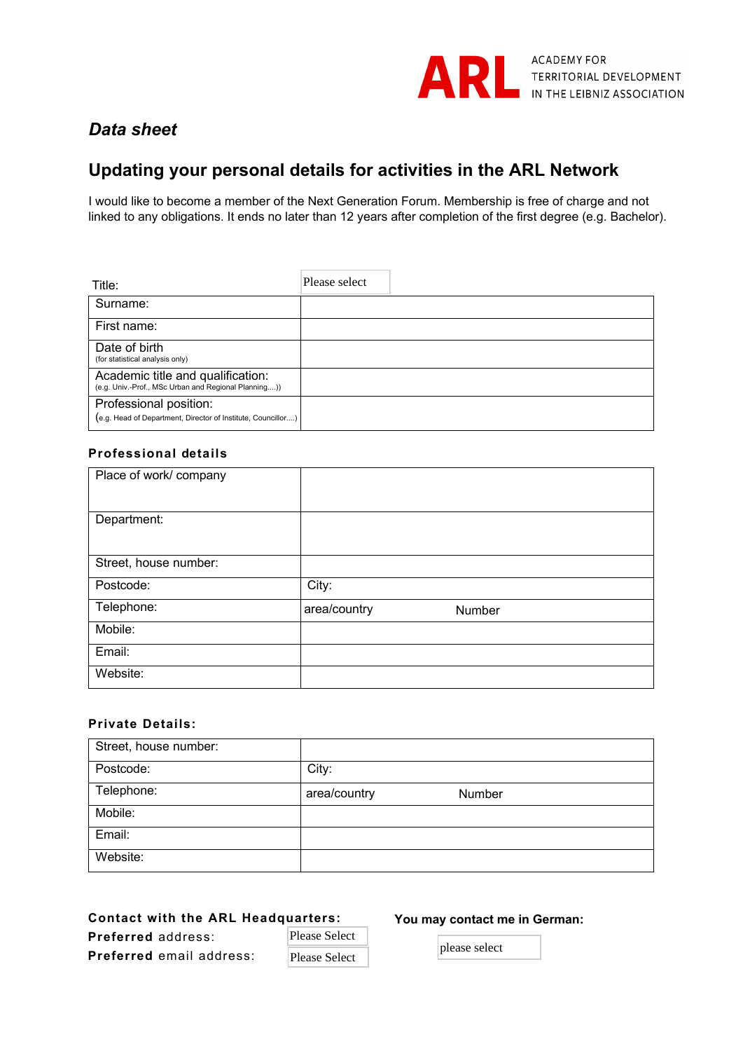ARL ACADEMY FOR TERRITORIAL DEVELOPMENT IN THE LEIBNIZ ASSOCIATION

## *Data sheet*

## Updating your personal details for activities in the ARL Network

I would like to become a member of the Next Generation Forum. Membership is free of charge and not linked to any obligations. It ends no later than 12 years after completion of the first degree (e.g. Bachelor).

| Title: | Please select |
|---|---|
| Surname: | |
| First name: | |
| Date of birth<br>(for statistical analysis only) | |
| Academic title and qualification:<br>(e.g. Univ.-Prof., MSc Urban and Regional Planning....)) | |
| Professional position:<br>(e.g. Head of Department, Director of Institute, Councillor....) | |

### Professional details

| | | |
|---|---|---|
| Place of work/ company | | |
| Department: | | |
| Street, house number: | | |
| Postcode: | City: | |
| Telephone: | area/country | Number |
| Mobile: | | |
| Email: | | |
| Website: | | |

### Private Details:

| | | |
|---|---|---|
| Street, house number: | | |
| Postcode: | City: | |
| Telephone: | area/country | Number |
| Mobile: | | |
| Email: | | |
| Website: | | |

**Contact with the ARL Headquarters:**

**Preferred** address: Please Select

**Preferred** email address: Please Select

**You may contact me in German:** please select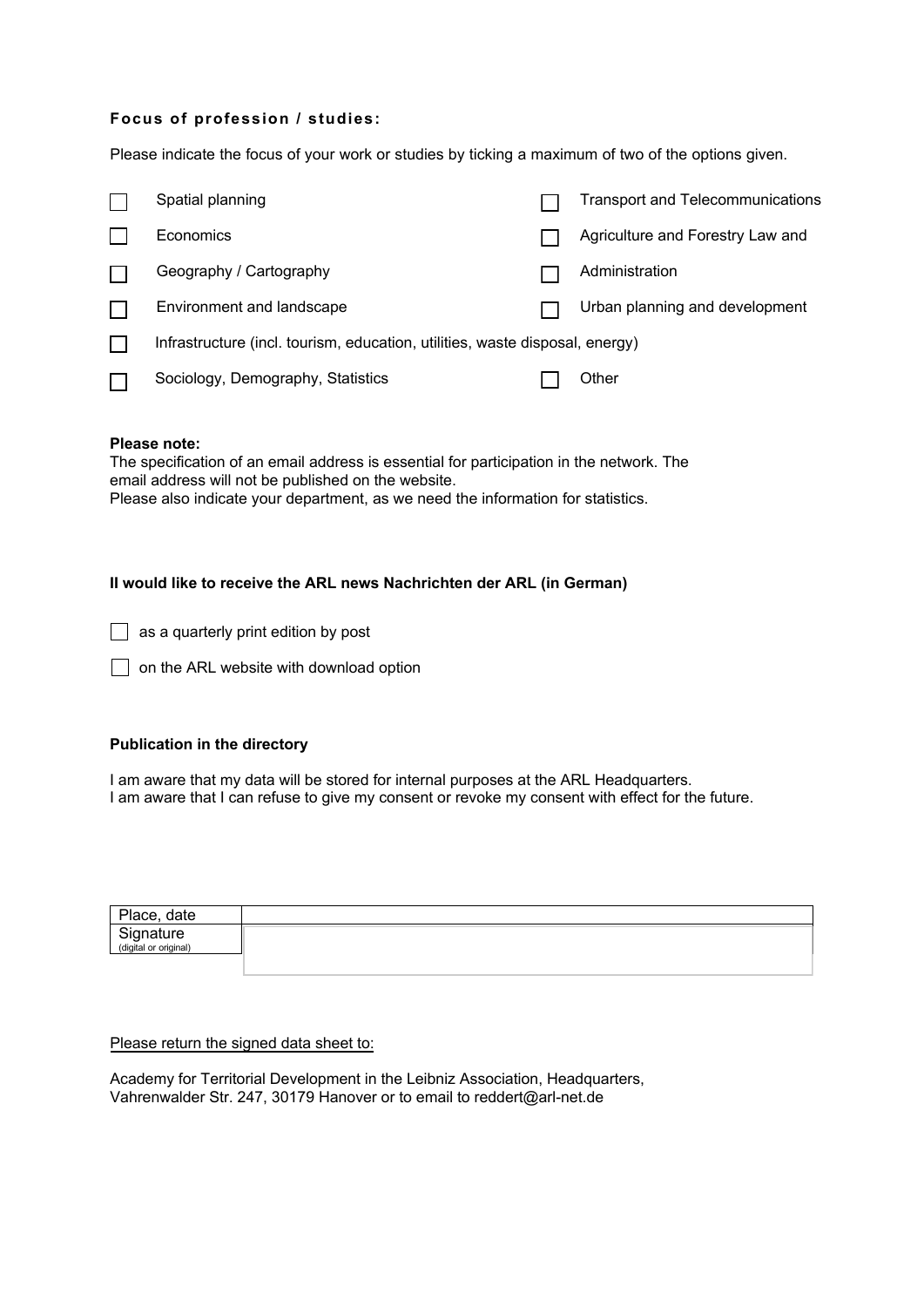**Focus of profession / studies:**

Please indicate the focus of your work or studies by ticking a maximum of two of the options given.

- ☐ Spatial planning
- ☐ Economics
- ☐ Geography / Cartography
- ☐ Environment and landscape
- ☐ Infrastructure (incl. tourism, education, utilities, waste disposal, energy)
- ☐ Sociology, Demography, Statistics
- ☐ Transport and Telecommunications
- ☐ Agriculture and Forestry Law and
- ☐ Administration
- ☐ Urban planning and development
- ☐ Other

**Please note:**
The specification of an email address is essential for participation in the network. The email address will not be published on the website.
Please also indicate your department, as we need the information for statistics.

**II would like to receive the ARL news Nachrichten der ARL (in German)**

- ☐ as a quarterly print edition by post
- ☐ on the ARL website with download option

**Publication in the directory**

I am aware that my data will be stored for internal purposes at the ARL Headquarters.
I am aware that I can refuse to give my consent or revoke my consent with effect for the future.

| | |
|---|---|
| Place, date | |
| Signature (digital or original) | |

Please return the signed data sheet to:

Academy for Territorial Development in the Leibniz Association, Headquarters,
Vahrenwalder Str. 247, 30179 Hanover or to email to reddert@arl-net.de